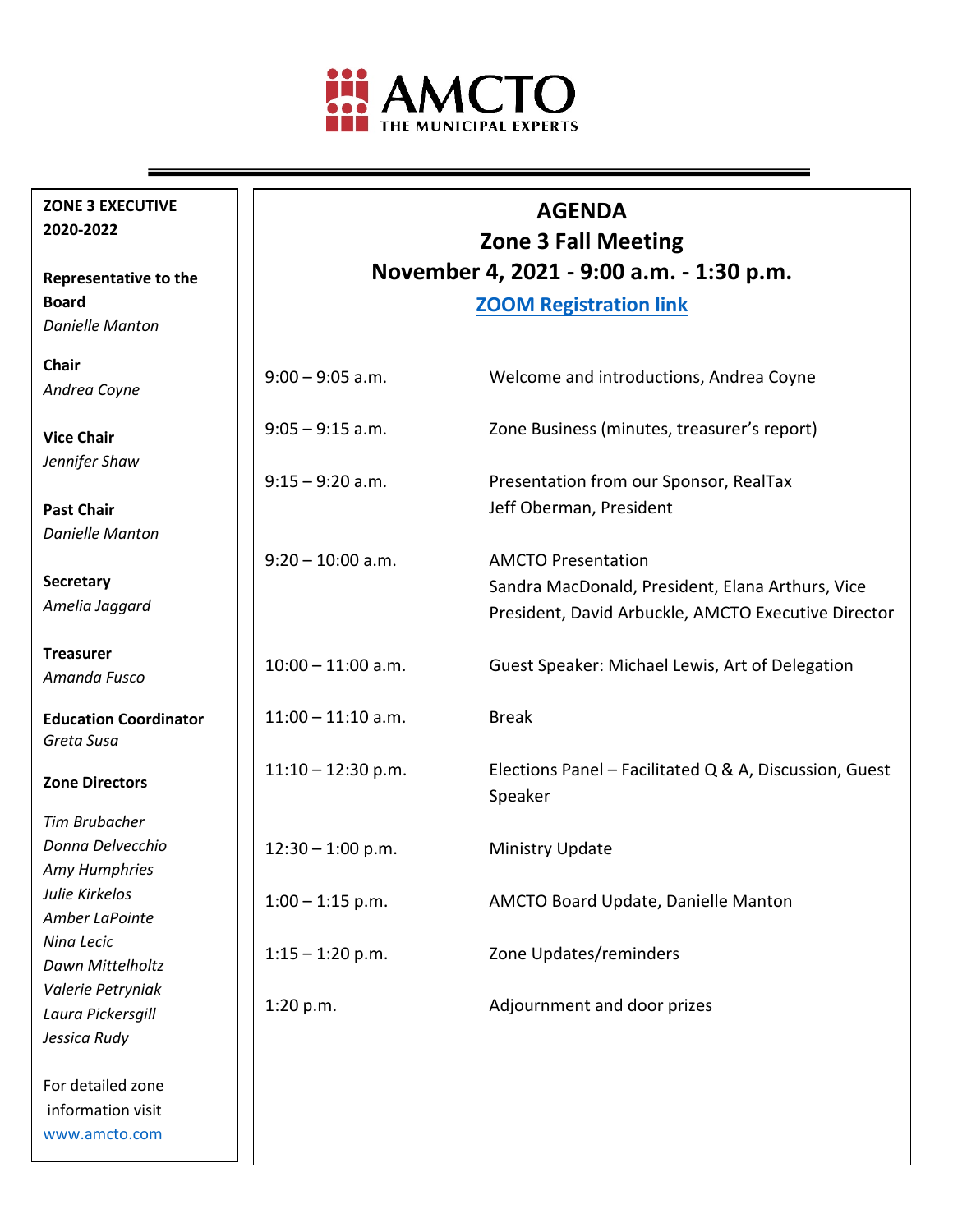AMCTO
THE MUNICIPAL EXPERTS

# AGENDA
## Zone 3 Fall Meeting
## November 4, 2021 - 9:00 a.m. - 1:30 p.m.

**ZOOM Registration link**

| Time | Item |
|---|---|
| 9:00 – 9:05 a.m. | Welcome and introductions, Andrea Coyne |
| 9:05 – 9:15 a.m. | Zone Business (minutes, treasurer's report) |
| 9:15 – 9:20 a.m. | Presentation from our Sponsor, RealTax<br>Jeff Oberman, President |
| 9:20 – 10:00 a.m. | AMCTO Presentation<br>Sandra MacDonald, President, Elana Arthurs, Vice President, David Arbuckle, AMCTO Executive Director |
| 10:00 – 11:00 a.m. | Guest Speaker: Michael Lewis, Art of Delegation |
| 11:00 – 11:10 a.m. | Break |
| 11:10 – 12:30 p.m. | Elections Panel – Facilitated Q & A, Discussion, Guest Speaker |
| 12:30 – 1:00 p.m. | Ministry Update |
| 1:00 – 1:15 p.m. | AMCTO Board Update, Danielle Manton |
| 1:15 – 1:20 p.m. | Zone Updates/reminders |
| 1:20 p.m. | Adjournment and door prizes |

**ZONE 3 EXECUTIVE 2020-2022**

**Representative to the Board**
*Danielle Manton*

**Chair**
*Andrea Coyne*

**Vice Chair**
*Jennifer Shaw*

**Past Chair**
*Danielle Manton*

**Secretary**
*Amelia Jaggard*

**Treasurer**
*Amanda Fusco*

**Education Coordinator**
*Greta Susa*

**Zone Directors**

*Tim Brubacher*
*Donna Delvecchio*
*Amy Humphries*
*Julie Kirkelos*
*Amber LaPointe*
*Nina Lecic*
*Dawn Mittelholtz*
*Valerie Petryniak*
*Laura Pickersgill*
*Jessica Rudy*

For detailed zone information visit www.amcto.com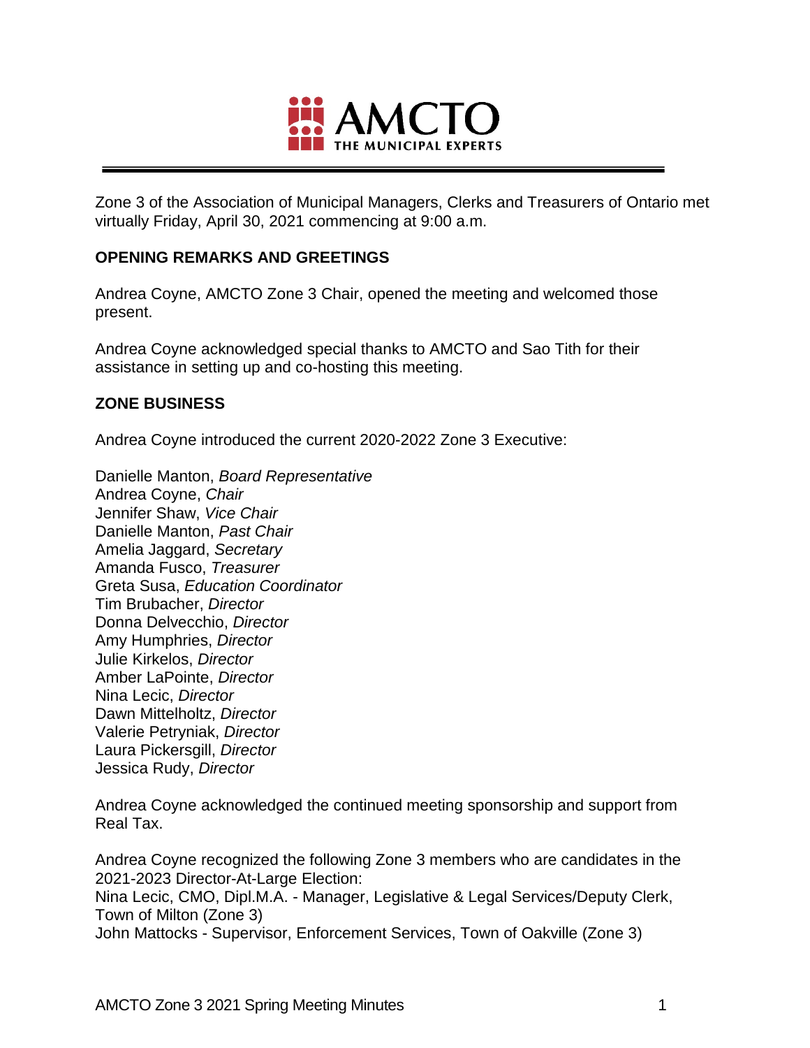Zone 3 of the Association of Municipal Managers, Clerks and Treasurers of Ontario met virtually Friday, April 30, 2021 commencing at 9:00 a.m.

## OPENING REMARKS AND GREETINGS

Andrea Coyne, AMCTO Zone 3 Chair, opened the meeting and welcomed those present.

Andrea Coyne acknowledged special thanks to AMCTO and Sao Tith for their assistance in setting up and co-hosting this meeting.

## ZONE BUSINESS

Andrea Coyne introduced the current 2020-2022 Zone 3 Executive:

Danielle Manton, *Board Representative*
Andrea Coyne, *Chair*
Jennifer Shaw, *Vice Chair*
Danielle Manton, *Past Chair*
Amelia Jaggard, *Secretary*
Amanda Fusco, *Treasurer*
Greta Susa, *Education Coordinator*
Tim Brubacher, *Director*
Donna Delvecchio, *Director*
Amy Humphries, *Director*
Julie Kirkelos, *Director*
Amber LaPointe, *Director*
Nina Lecic, *Director*
Dawn Mittelholtz, *Director*
Valerie Petryniak, *Director*
Laura Pickersgill, *Director*
Jessica Rudy, *Director*

Andrea Coyne acknowledged the continued meeting sponsorship and support from Real Tax.

Andrea Coyne recognized the following Zone 3 members who are candidates in the 2021-2023 Director-At-Large Election:
Nina Lecic, CMO, Dipl.M.A. - Manager, Legislative & Legal Services/Deputy Clerk, Town of Milton (Zone 3)
John Mattocks - Supervisor, Enforcement Services, Town of Oakville (Zone 3)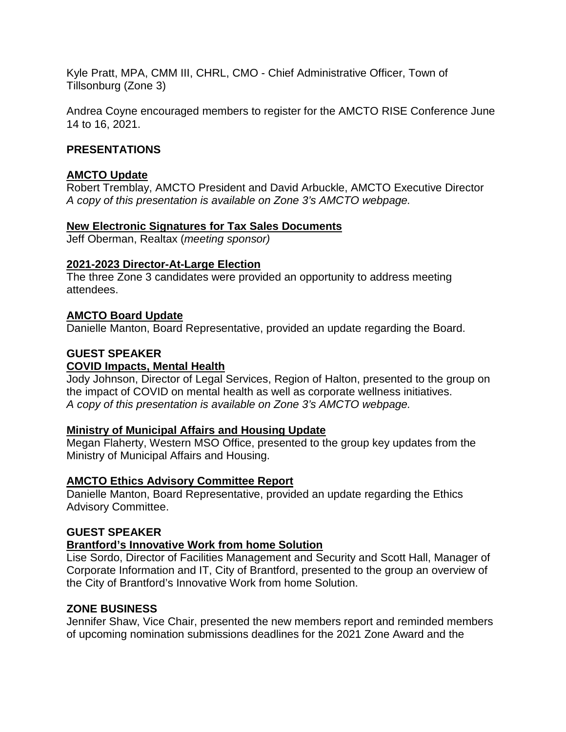Kyle Pratt, MPA, CMM III, CHRL, CMO - Chief Administrative Officer, Town of Tillsonburg (Zone 3)

Andrea Coyne encouraged members to register for the AMCTO RISE Conference June 14 to 16, 2021.

## PRESENTATIONS

### AMCTO Update

Robert Tremblay, AMCTO President and David Arbuckle, AMCTO Executive Director
*A copy of this presentation is available on Zone 3's AMCTO webpage.*

### New Electronic Signatures for Tax Sales Documents

Jeff Oberman, Realtax (*meeting sponsor)*

### 2021-2023 Director-At-Large Election

The three Zone 3 candidates were provided an opportunity to address meeting attendees.

### AMCTO Board Update

Danielle Manton, Board Representative, provided an update regarding the Board.

## GUEST SPEAKER

### COVID Impacts, Mental Health

Jody Johnson, Director of Legal Services, Region of Halton, presented to the group on the impact of COVID on mental health as well as corporate wellness initiatives.
*A copy of this presentation is available on Zone 3's AMCTO webpage.*

### Ministry of Municipal Affairs and Housing Update

Megan Flaherty, Western MSO Office, presented to the group key updates from the Ministry of Municipal Affairs and Housing.

### AMCTO Ethics Advisory Committee Report

Danielle Manton, Board Representative, provided an update regarding the Ethics Advisory Committee.

## GUEST SPEAKER

### Brantford's Innovative Work from home Solution

Lise Sordo, Director of Facilities Management and Security and Scott Hall, Manager of Corporate Information and IT, City of Brantford, presented to the group an overview of the City of Brantford's Innovative Work from home Solution.

## ZONE BUSINESS

Jennifer Shaw, Vice Chair, presented the new members report and reminded members of upcoming nomination submissions deadlines for the 2021 Zone Award and the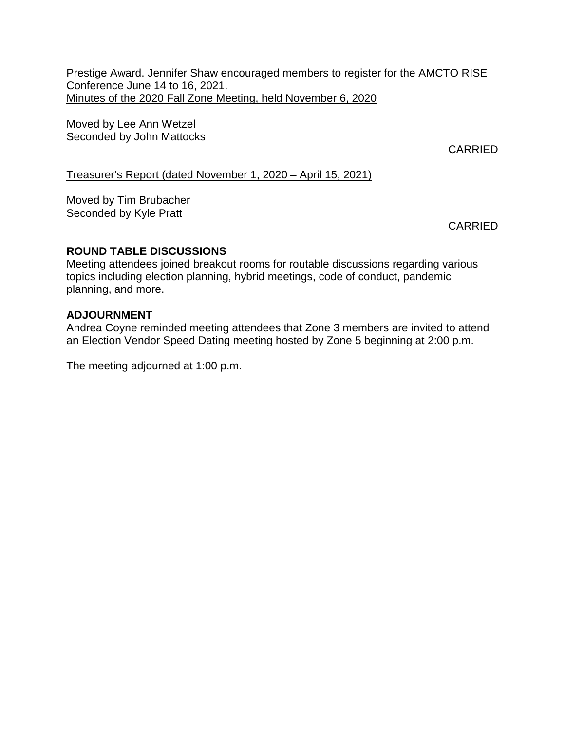Prestige Award. Jennifer Shaw encouraged members to register for the AMCTO RISE Conference June 14 to 16, 2021.

<u>Minutes of the 2020 Fall Zone Meeting, held November 6, 2020</u>

Moved by Lee Ann Wetzel
Seconded by John Mattocks

CARRIED

<u>Treasurer's Report (dated November 1, 2020 – April 15, 2021)</u>

Moved by Tim Brubacher
Seconded by Kyle Pratt

CARRIED

**ROUND TABLE DISCUSSIONS**

Meeting attendees joined breakout rooms for routable discussions regarding various topics including election planning, hybrid meetings, code of conduct, pandemic planning, and more.

**ADJOURNMENT**

Andrea Coyne reminded meeting attendees that Zone 3 members are invited to attend an Election Vendor Speed Dating meeting hosted by Zone 5 beginning at 2:00 p.m.

The meeting adjourned at 1:00 p.m.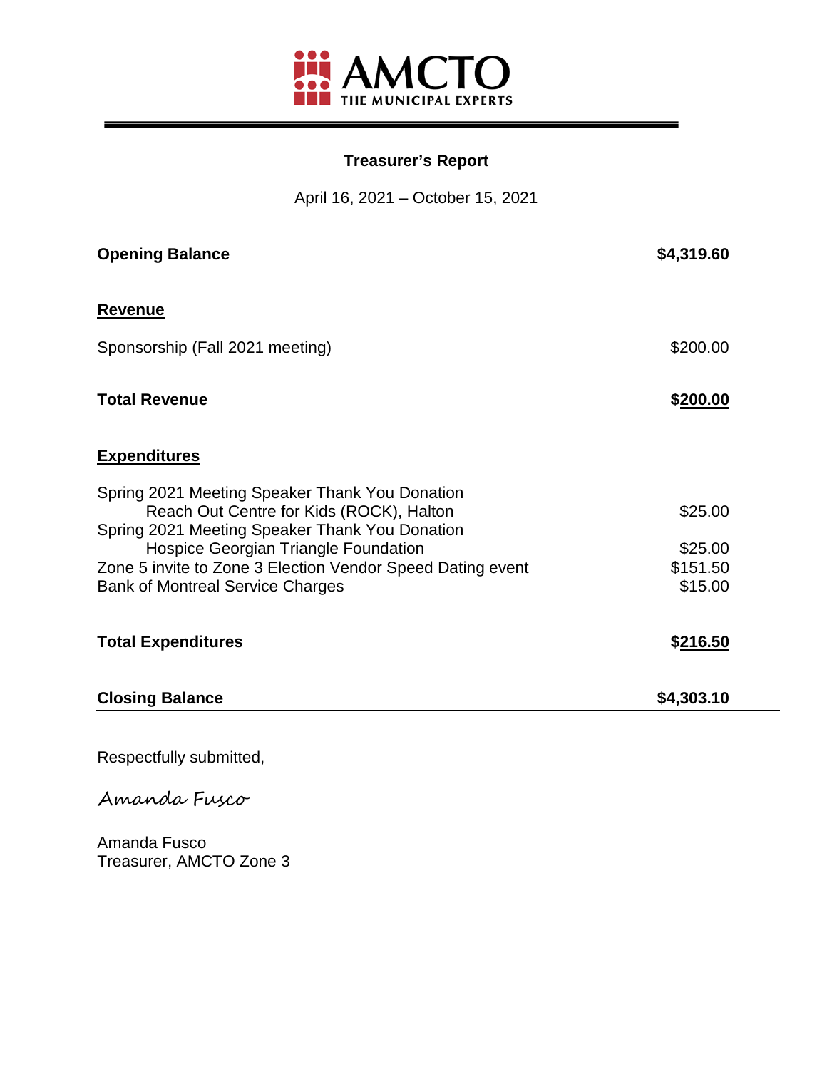AMCTO
THE MUNICIPAL EXPERTS

## Treasurer's Report

April 16, 2021 – October 15, 2021

| | |
|---|---|
| **Opening Balance** | **$4,319.60** |
| **<u>Revenue</u>** | |
| Sponsorship (Fall 2021 meeting) | $200.00 |
| **Total Revenue** | **$200.00** |
| **<u>Expenditures</u>** | |
| Spring 2021 Meeting Speaker Thank You Donation<br>Reach Out Centre for Kids (ROCK), Halton | $25.00 |
| Spring 2021 Meeting Speaker Thank You Donation<br>Hospice Georgian Triangle Foundation | $25.00 |
| Zone 5 invite to Zone 3 Election Vendor Speed Dating event | $151.50 |
| Bank of Montreal Service Charges | $15.00 |
| **Total Expenditures** | **$216.50** |
| **Closing Balance** | **$4,303.10** |

Respectfully submitted,

*Amanda Fusco*

Amanda Fusco
Treasurer, AMCTO Zone 3